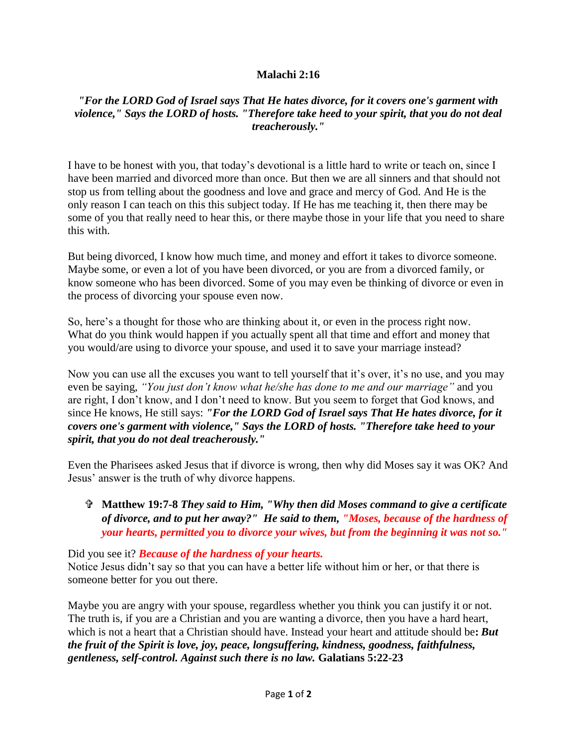**Malachi 2:16**

***"For the LORD God of Israel says That He hates divorce, for it covers one's garment with violence," Says the LORD of hosts. "Therefore take heed to your spirit, that you do not deal treacherously."***

I have to be honest with you, that today's devotional is a little hard to write or teach on, since I have been married and divorced more than once. But then we are all sinners and that should not stop us from telling about the goodness and love and grace and mercy of God. And He is the only reason I can teach on this this subject today. If He has me teaching it, then there may be some of you that really need to hear this, or there maybe those in your life that you need to share this with.

But being divorced, I know how much time, and money and effort it takes to divorce someone. Maybe some, or even a lot of you have been divorced, or you are from a divorced family, or know someone who has been divorced. Some of you may even be thinking of divorce or even in the process of divorcing your spouse even now.

So, here's a thought for those who are thinking about it, or even in the process right now. What do you think would happen if you actually spent all that time and effort and money that you would/are using to divorce your spouse, and used it to save your marriage instead?

Now you can use all the excuses you want to tell yourself that it's over, it's no use, and you may even be saying, *"You just don't know what he/she has done to me and our marriage"* and you are right, I don't know, and I don't need to know. But you seem to forget that God knows, and since He knows, He still says: ***"For the LORD God of Israel says That He hates divorce, for it covers one's garment with violence," Says the LORD of hosts. "Therefore take heed to your spirit, that you do not deal treacherously."***

Even the Pharisees asked Jesus that if divorce is wrong, then why did Moses say it was OK? And Jesus' answer is the truth of why divorce happens.

- **Matthew 19:7-8** ***They said to Him, "Why then did Moses command to give a certificate of divorce, and to put her away?" He said to them, "Moses, because of the hardness of your hearts, permitted you to divorce your wives, but from the beginning it was not so."***

Did you see it? ***Because of the hardness of your hearts.***
Notice Jesus didn't say so that you can have a better life without him or her, or that there is someone better for you out there.

Maybe you are angry with your spouse, regardless whether you think you can justify it or not. The truth is, if you are a Christian and you are wanting a divorce, then you have a hard heart, which is not a heart that a Christian should have. Instead your heart and attitude should be**:** ***But the fruit of the Spirit is love, joy, peace, longsuffering, kindness, goodness, faithfulness, gentleness, self-control. Against such there is no law.*** **Galatians 5:22-23**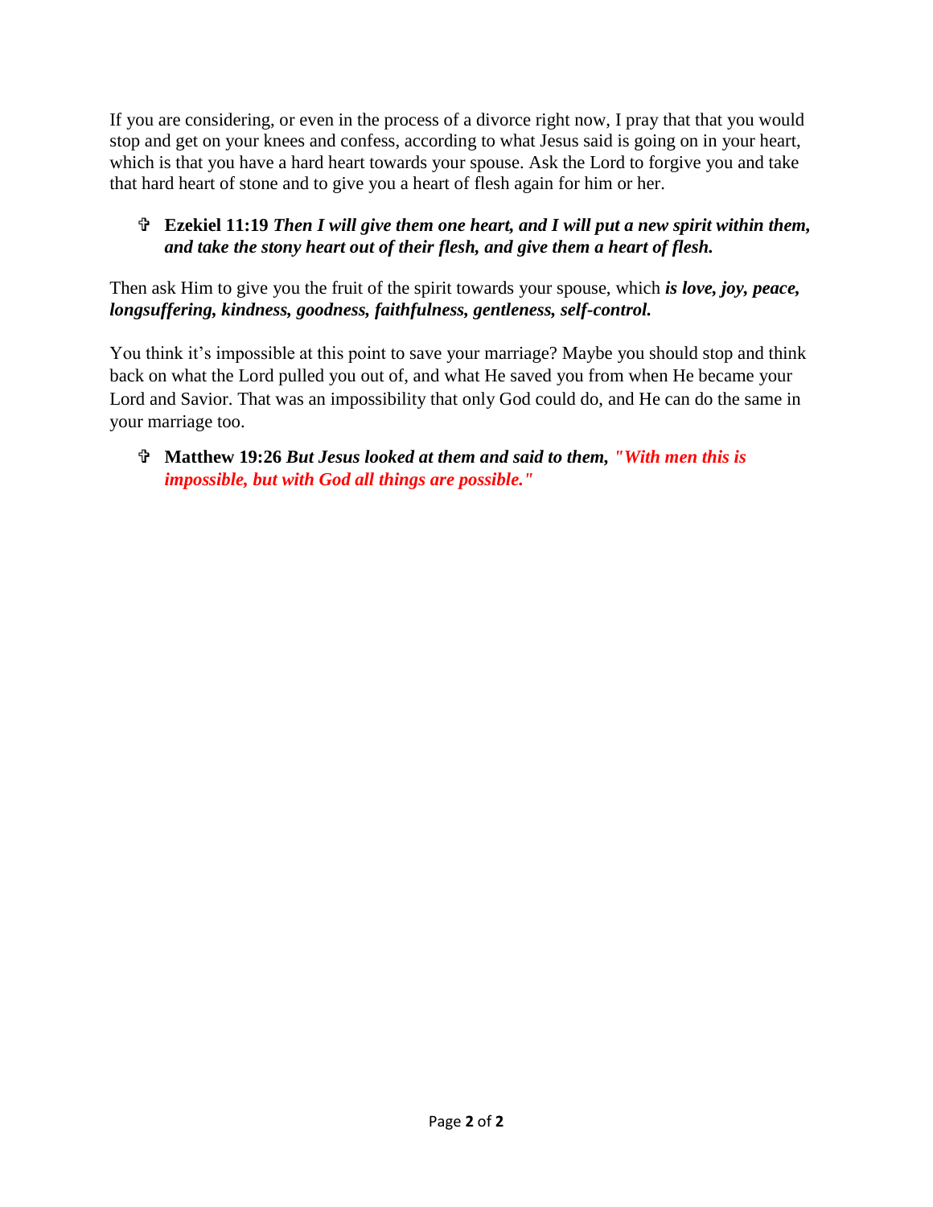If you are considering, or even in the process of a divorce right now, I pray that that you would stop and get on your knees and confess, according to what Jesus said is going on in your heart, which is that you have a hard heart towards your spouse. Ask the Lord to forgive you and take that hard heart of stone and to give you a heart of flesh again for him or her.

- ✞ **Ezekiel 11:19** ***Then I will give them one heart, and I will put a new spirit within them, and take the stony heart out of their flesh, and give them a heart of flesh.***

Then ask Him to give you the fruit of the spirit towards your spouse, which ***is love, joy, peace, longsuffering, kindness, goodness, faithfulness, gentleness, self-control.***

You think it's impossible at this point to save your marriage? Maybe you should stop and think back on what the Lord pulled you out of, and what He saved you from when He became your Lord and Savior. That was an impossibility that only God could do, and He can do the same in your marriage too.

- ✞ **Matthew 19:26** ***But Jesus looked at them and said to them, "With men this is impossible, but with God all things are possible."***